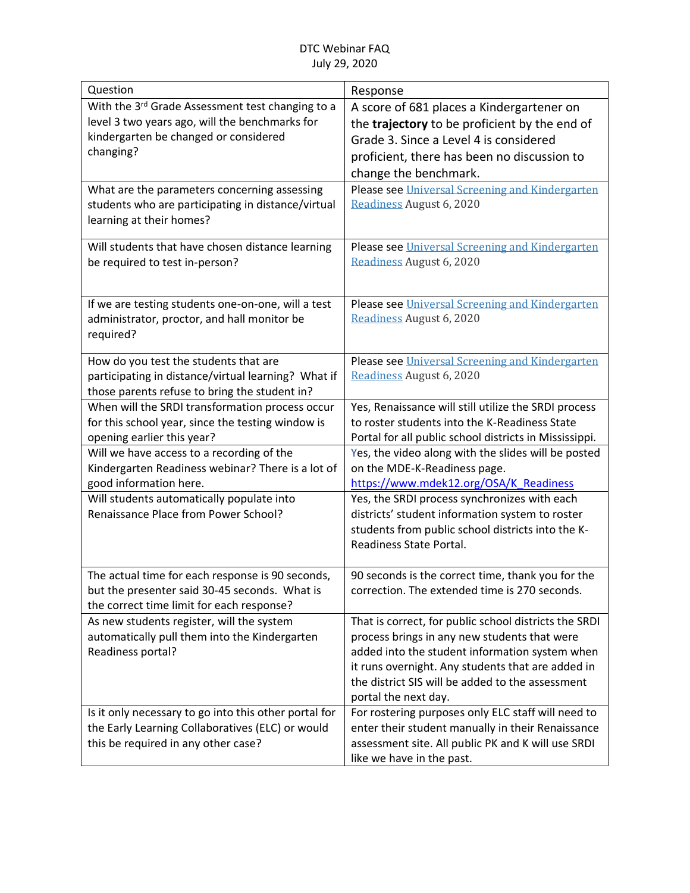DTC Webinar FAQ
July 29, 2020

| Question | Response |
|---|---|
| With the 3rd Grade Assessment test changing to a level 3 two years ago, will the benchmarks for kindergarten be changed or considered changing? | A score of 681 places a Kindergartener on the **trajectory** to be proficient by the end of Grade 3. Since a Level 4 is considered proficient, there has been no discussion to change the benchmark. |
| What are the parameters concerning assessing students who are participating in distance/virtual learning at their homes? | Please see [Universal Screening and Kindergarten Readiness](#) August 6, 2020 |
| Will students that have chosen distance learning be required to test in-person? | Please see [Universal Screening and Kindergarten Readiness](#) August 6, 2020 |
| If we are testing students one-on-one, will a test administrator, proctor, and hall monitor be required? | Please see [Universal Screening and Kindergarten Readiness](#) August 6, 2020 |
| How do you test the students that are participating in distance/virtual learning? What if those parents refuse to bring the student in? | Please see [Universal Screening and Kindergarten Readiness](#) August 6, 2020 |
| When will the SRDI transformation process occur for this school year, since the testing window is opening earlier this year? | Yes, Renaissance will still utilize the SRDI process to roster students into the K-Readiness State Portal for all public school districts in Mississippi. |
| Will we have access to a recording of the Kindergarten Readiness webinar? There is a lot of good information here. | Yes, the video along with the slides will be posted on the MDE-K-Readiness page. https://www.mdek12.org/OSA/K_Readiness |
| Will students automatically populate into Renaissance Place from Power School? | Yes, the SRDI process synchronizes with each districts' student information system to roster students from public school districts into the K-Readiness State Portal. |
| The actual time for each response is 90 seconds, but the presenter said 30-45 seconds. What is the correct time limit for each response? | 90 seconds is the correct time, thank you for the correction. The extended time is 270 seconds. |
| As new students register, will the system automatically pull them into the Kindergarten Readiness portal? | That is correct, for public school districts the SRDI process brings in any new students that were added into the student information system when it runs overnight. Any students that are added in the district SIS will be added to the assessment portal the next day. |
| Is it only necessary to go into this other portal for the Early Learning Collaboratives (ELC) or would this be required in any other case? | For rostering purposes only ELC staff will need to enter their student manually in their Renaissance assessment site. All public PK and K will use SRDI like we have in the past. |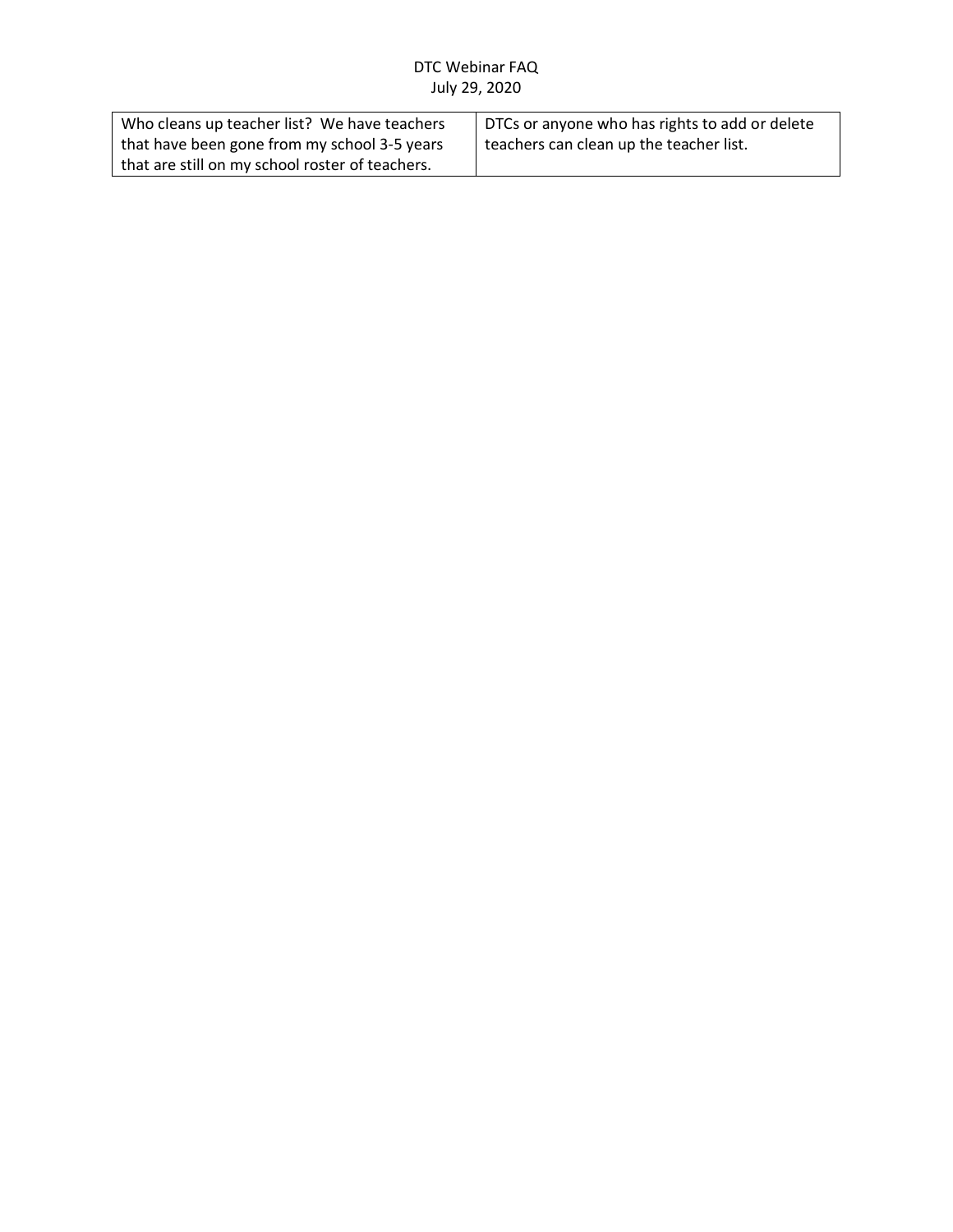| | |
|---|---|
| Who cleans up teacher list? We have teachers that have been gone from my school 3-5 years that are still on my school roster of teachers. | DTCs or anyone who has rights to add or delete teachers can clean up the teacher list. |